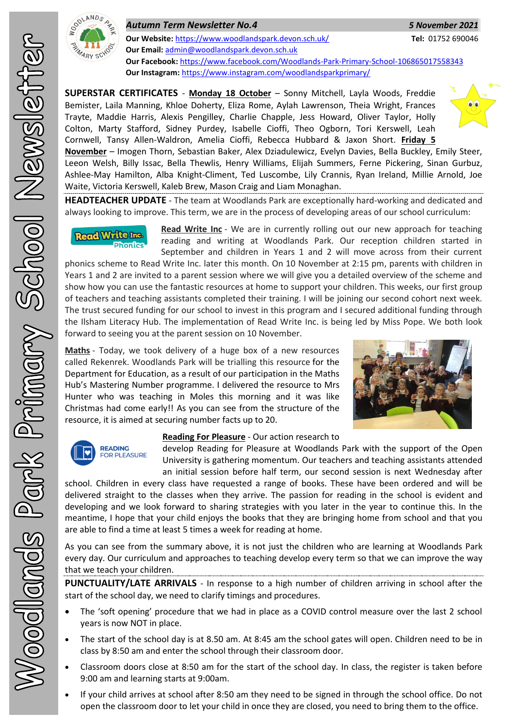# Woodlands Park Primary School Newsletter

***Autum Term Newsletter No.4*** ***5 November 2021***

**Our Website:** https://www.woodlandspark.devon.sch.uk/ **Tel:** 01752 690046
**Our Email:** admin@woodlandspark.devon.sch.uk
**Our Facebook:** https://www.facebook.com/Woodlands-Park-Primary-School-106865017558343
**Our Instagram:** https://www.instagram.com/woodlandsparkprimary/

**SUPERSTAR CERTIFICATES** - **Monday 18 October** – Sonny Mitchell, Layla Woods, Freddie Bemister, Laila Manning, Khloe Doherty, Eliza Rome, Aylah Lawrenson, Theia Wright, Frances Trayte, Maddie Harris, Alexis Pengilley, Charlie Chapple, Jess Howard, Oliver Taylor, Holly Colton, Marty Stafford, Sidney Purdey, Isabelle Cioffi, Theo Ogborn, Tori Kerswell, Leah Cornwell, Tansy Allen-Waldron, Amelia Cioffi, Rebecca Hubbard & Jaxon Short. **Friday 5 November** – Imogen Thorn, Sebastian Baker, Alex Dziadulewicz, Evelyn Davies, Bella Buckley, Emily Steer, Leeon Welsh, Billy Issac, Bella Thewlis, Henry Williams, Elijah Summers, Ferne Pickering, Sinan Gurbuz, Ashlee-May Hamilton, Alba Knight-Climent, Ted Luscombe, Lily Crannis, Ryan Ireland, Millie Arnold, Joe Waite, Victoria Kerswell, Kaleb Brew, Mason Craig and Liam Monaghan.

**HEADTEACHER UPDATE** - The team at Woodlands Park are exceptionally hard-working and dedicated and always looking to improve. This term, we are in the process of developing areas of our school curriculum:

**Read Write Inc** - We are in currently rolling out our new approach for teaching reading and writing at Woodlands Park. Our reception children started in September and children in Years 1 and 2 will move across from their current phonics scheme to Read Write Inc. later this month. On 10 November at 2:15 pm, parents with children in Years 1 and 2 are invited to a parent session where we will give you a detailed overview of the scheme and show how you can use the fantastic resources at home to support your children. This weeks, our first group of teachers and teaching assistants completed their training. I will be joining our second cohort next week. The trust secured funding for our school to invest in this program and I secured additional funding through the Ilsham Literacy Hub. The implementation of Read Write Inc. is being led by Miss Pope. We both look forward to seeing you at the parent session on 10 November.

**Maths** - Today, we took delivery of a huge box of a new resources called Rekenrek. Woodlands Park will be trialling this resource for the Department for Education, as a result of our participation in the Maths Hub's Mastering Number programme. I delivered the resource to Mrs Hunter who was teaching in Moles this morning and it was like Christmas had come early!! As you can see from the structure of the resource, it is aimed at securing number facts up to 20.

**Reading For Pleasure** - Our action research to develop Reading for Pleasure at Woodlands Park with the support of the Open University is gathering momentum. Our teachers and teaching assistants attended an initial session before half term, our second session is next Wednesday after school. Children in every class have requested a range of books. These have been ordered and will be delivered straight to the classes when they arrive. The passion for reading in the school is evident and developing and we look forward to sharing strategies with you later in the year to continue this. In the meantime, I hope that your child enjoys the books that they are bringing home from school and that you are able to find a time at least 5 times a week for reading at home.

As you can see from the summary above, it is not just the children who are learning at Woodlands Park every day. Our curriculum and approaches to teaching develop every term so that we can improve the way that we teach your children.

**PUNCTUALITY/LATE ARRIVALS** - In response to a high number of children arriving in school after the start of the school day, we need to clarify timings and procedures.

- The 'soft opening' procedure that we had in place as a COVID control measure over the last 2 school years is now NOT in place.
- The start of the school day is at 8.50 am. At 8:45 am the school gates will open. Children need to be in class by 8:50 am and enter the school through their classroom door.
- Classroom doors close at 8:50 am for the start of the school day. In class, the register is taken before 9:00 am and learning starts at 9:00am.
- If your child arrives at school after 8:50 am they need to be signed in through the school office. Do not open the classroom door to let your child in once they are closed, you need to bring them to the office.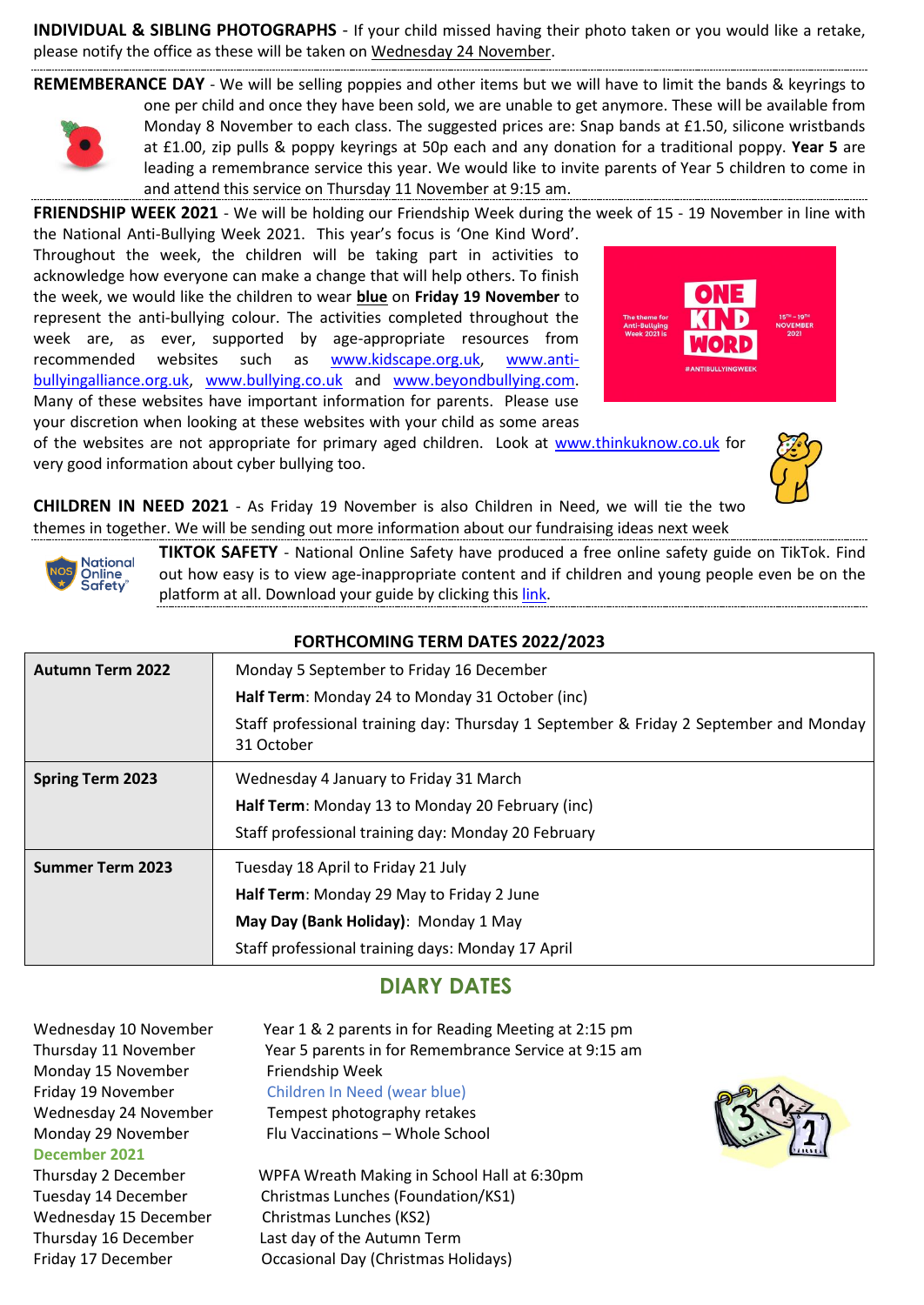**INDIVIDUAL & SIBLING PHOTOGRAPHS** - If your child missed having their photo taken or you would like a retake, please notify the office as these will be taken on Wednesday 24 November.

**REMEMBERANCE DAY** - We will be selling poppies and other items but we will have to limit the bands & keyrings to one per child and once they have been sold, we are unable to get anymore. These will be available from Monday 8 November to each class. The suggested prices are: Snap bands at £1.50, silicone wristbands at £1.00, zip pulls & poppy keyrings at 50p each and any donation for a traditional poppy. **Year 5** are leading a remembrance service this year. We would like to invite parents of Year 5 children to come in and attend this service on Thursday 11 November at 9:15 am.

**FRIENDSHIP WEEK 2021** - We will be holding our Friendship Week during the week of 15 - 19 November in line with the National Anti-Bullying Week 2021. This year's focus is 'One Kind Word'. Throughout the week, the children will be taking part in activities to acknowledge how everyone can make a change that will help others. To finish the week, we would like the children to wear **blue** on **Friday 19 November** to represent the anti-bullying colour. The activities completed throughout the week are, as ever, supported by age-appropriate resources from recommended websites such as www.kidscape.org.uk, www.anti-bullyingalliance.org.uk, www.bullying.co.uk and www.beyondbullying.com. Many of these websites have important information for parents. Please use your discretion when looking at these websites with your child as some areas of the websites are not appropriate for primary aged children. Look at www.thinkuknow.co.uk for very good information about cyber bullying too.

**CHILDREN IN NEED 2021** - As Friday 19 November is also Children in Need, we will tie the two themes in together. We will be sending out more information about our fundraising ideas next week

**TIKTOK SAFETY** - National Online Safety have produced a free online safety guide on TikTok. Find out how easy is to view age-inappropriate content and if children and young people even be on the platform at all. Download your guide by clicking this link.

**FORTHCOMING TERM DATES 2022/2023**

| | |
|---|---|
| **Autumn Term 2022** | Monday 5 September to Friday 16 December<br>**Half Term**: Monday 24 to Monday 31 October (inc)<br>Staff professional training day: Thursday 1 September & Friday 2 September and Monday 31 October |
| **Spring Term 2023** | Wednesday 4 January to Friday 31 March<br>**Half Term**: Monday 13 to Monday 20 February (inc)<br>Staff professional training day: Monday 20 February |
| **Summer Term 2023** | Tuesday 18 April to Friday 21 July<br>**Half Term**: Monday 29 May to Friday 2 June<br>**May Day (Bank Holiday)**: Monday 1 May<br>Staff professional training days: Monday 17 April |

## DIARY DATES

| | |
|---|---|
| Wednesday 10 November | Year 1 & 2 parents in for Reading Meeting at 2:15 pm |
| Thursday 11 November | Year 5 parents in for Remembrance Service at 9:15 am |
| Monday 15 November | Friendship Week |
| Friday 19 November | Children In Need (wear blue) |
| Wednesday 24 November | Tempest photography retakes |
| Monday 29 November | Flu Vaccinations – Whole School |
| **December 2021** | |
| Thursday 2 December | WPFA Wreath Making in School Hall at 6:30pm |
| Tuesday 14 December | Christmas Lunches (Foundation/KS1) |
| Wednesday 15 December | Christmas Lunches (KS2) |
| Thursday 16 December | Last day of the Autumn Term |
| Friday 17 December | Occasional Day (Christmas Holidays) |